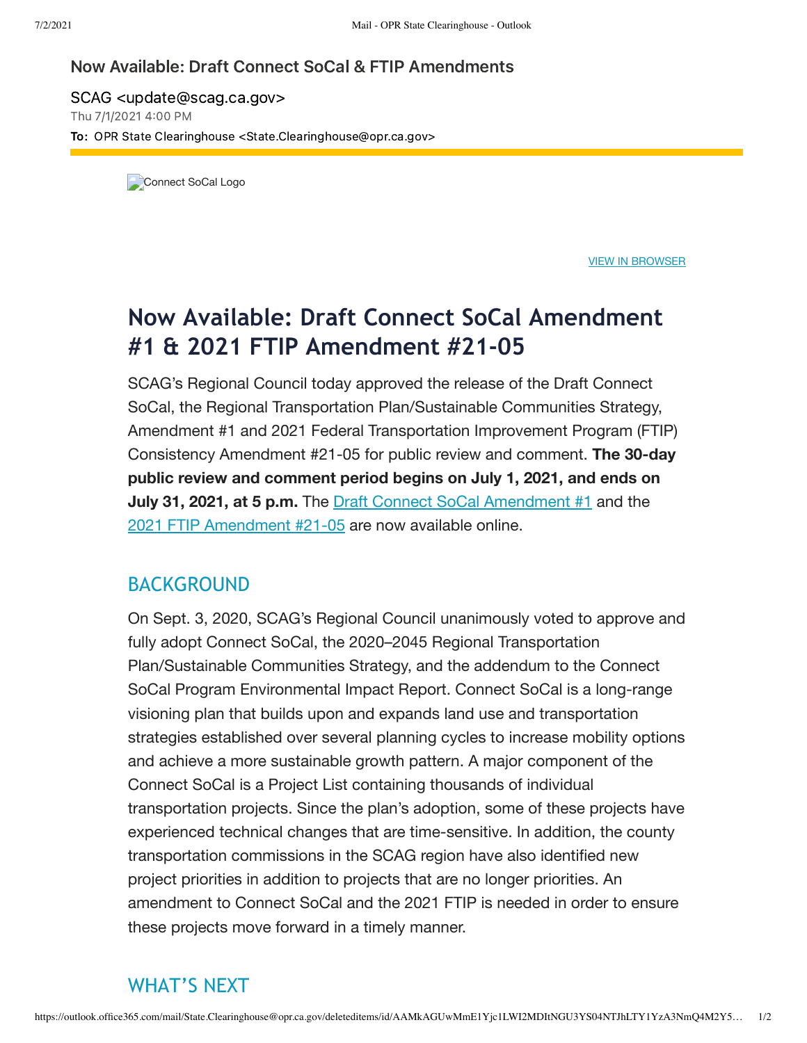# Now Available: Draft Connect SoCal & FTIP Amendments

SCAG <update@scag.ca.gov>
Thu 7/1/2021 4:00 PM
**To:** OPR State Clearinghouse <State.Clearinghouse@opr.ca.gov>

Connect SoCal Logo

VIEW IN BROWSER

## Now Available: Draft Connect SoCal Amendment #1 & 2021 FTIP Amendment #21-05

SCAG's Regional Council today approved the release of the Draft Connect SoCal, the Regional Transportation Plan/Sustainable Communities Strategy, Amendment #1 and 2021 Federal Transportation Improvement Program (FTIP) Consistency Amendment #21-05 for public review and comment. **The 30-day public review and comment period begins on July 1, 2021, and ends on July 31, 2021, at 5 p.m.** The Draft Connect SoCal Amendment #1 and the 2021 FTIP Amendment #21-05 are now available online.

### BACKGROUND

On Sept. 3, 2020, SCAG's Regional Council unanimously voted to approve and fully adopt Connect SoCal, the 2020–2045 Regional Transportation Plan/Sustainable Communities Strategy, and the addendum to the Connect SoCal Program Environmental Impact Report. Connect SoCal is a long-range visioning plan that builds upon and expands land use and transportation strategies established over several planning cycles to increase mobility options and achieve a more sustainable growth pattern. A major component of the Connect SoCal is a Project List containing thousands of individual transportation projects. Since the plan's adoption, some of these projects have experienced technical changes that are time-sensitive. In addition, the county transportation commissions in the SCAG region have also identified new project priorities in addition to projects that are no longer priorities. An amendment to Connect SoCal and the 2021 FTIP is needed in order to ensure these projects move forward in a timely manner.

### WHAT'S NEXT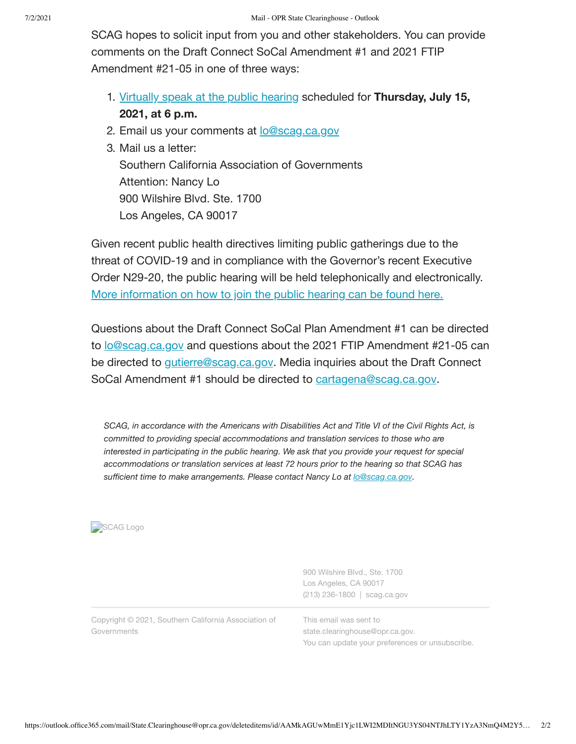SCAG hopes to solicit input from you and other stakeholders. You can provide comments on the Draft Connect SoCal Amendment #1 and 2021 FTIP Amendment #21-05 in one of three ways:

1. Virtually speak at the public hearing scheduled for **Thursday, July 15, 2021, at 6 p.m.**
2. Email us your comments at lo@scag.ca.gov
3. Mail us a letter:
   Southern California Association of Governments
   Attention: Nancy Lo
   900 Wilshire Blvd. Ste. 1700
   Los Angeles, CA 90017

Given recent public health directives limiting public gatherings due to the threat of COVID-19 and in compliance with the Governor's recent Executive Order N29-20, the public hearing will be held telephonically and electronically. More information on how to join the public hearing can be found here.

Questions about the Draft Connect SoCal Plan Amendment #1 can be directed to lo@scag.ca.gov and questions about the 2021 FTIP Amendment #21-05 can be directed to gutierre@scag.ca.gov. Media inquiries about the Draft Connect SoCal Amendment #1 should be directed to cartagena@scag.ca.gov.

*SCAG, in accordance with the Americans with Disabilities Act and Title VI of the Civil Rights Act, is committed to providing special accommodations and translation services to those who are interested in participating in the public hearing. We ask that you provide your request for special accommodations or translation services at least 72 hours prior to the hearing so that SCAG has sufficient time to make arrangements. Please contact Nancy Lo at lo@scag.ca.gov.*

SCAG Logo

900 Wilshire Blvd., Ste. 1700
Los Angeles, CA 90017
(213) 236-1800 | scag.ca.gov

Copyright © 2021, Southern California Association of Governments

This email was sent to state.clearinghouse@opr.ca.gov.
You can update your preferences or unsubscribe.